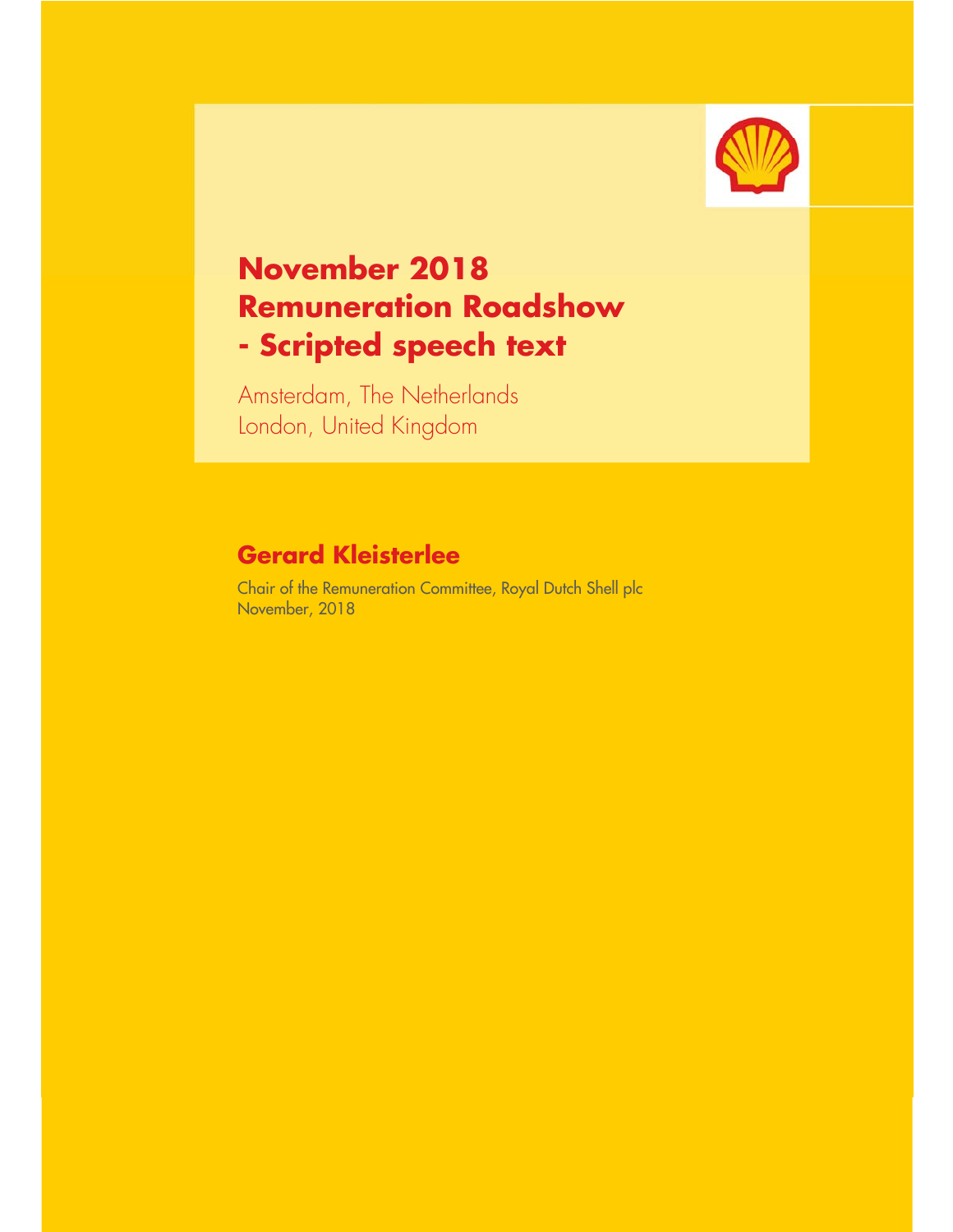# November 2018 Remuneration Roadshow - Scripted speech text

Amsterdam, The Netherlands
London, United Kingdom

## Gerard Kleisterlee

Chair of the Remuneration Committee, Royal Dutch Shell plc
November, 2018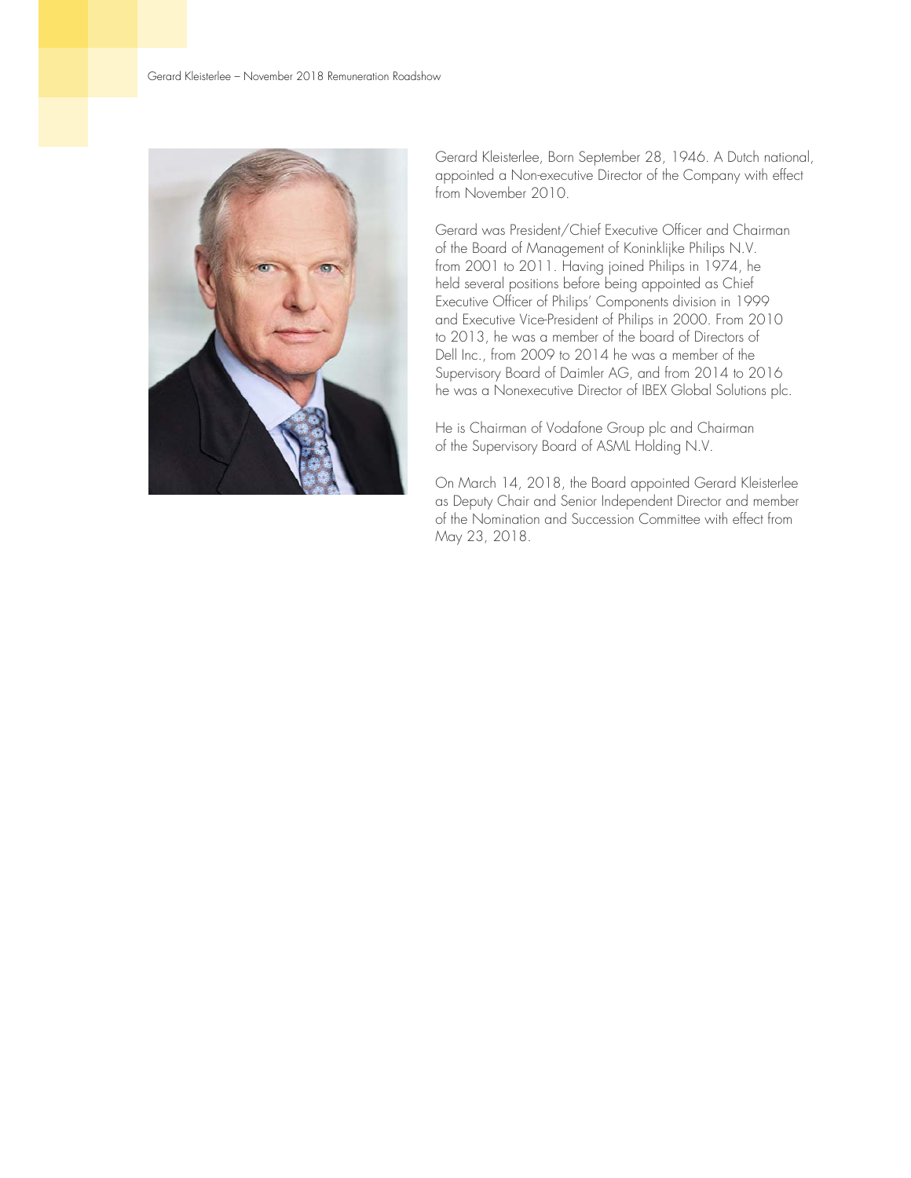Gerard Kleisterlee, Born September 28, 1946. A Dutch national, appointed a Non-executive Director of the Company with effect from November 2010.

Gerard was President/Chief Executive Officer and Chairman of the Board of Management of Koninklijke Philips N.V. from 2001 to 2011. Having joined Philips in 1974, he held several positions before being appointed as Chief Executive Officer of Philips' Components division in 1999 and Executive Vice-President of Philips in 2000. From 2010 to 2013, he was a member of the board of Directors of Dell Inc., from 2009 to 2014 he was a member of the Supervisory Board of Daimler AG, and from 2014 to 2016 he was a Nonexecutive Director of IBEX Global Solutions plc.

He is Chairman of Vodafone Group plc and Chairman of the Supervisory Board of ASML Holding N.V.

On March 14, 2018, the Board appointed Gerard Kleisterlee as Deputy Chair and Senior Independent Director and member of the Nomination and Succession Committee with effect from May 23, 2018.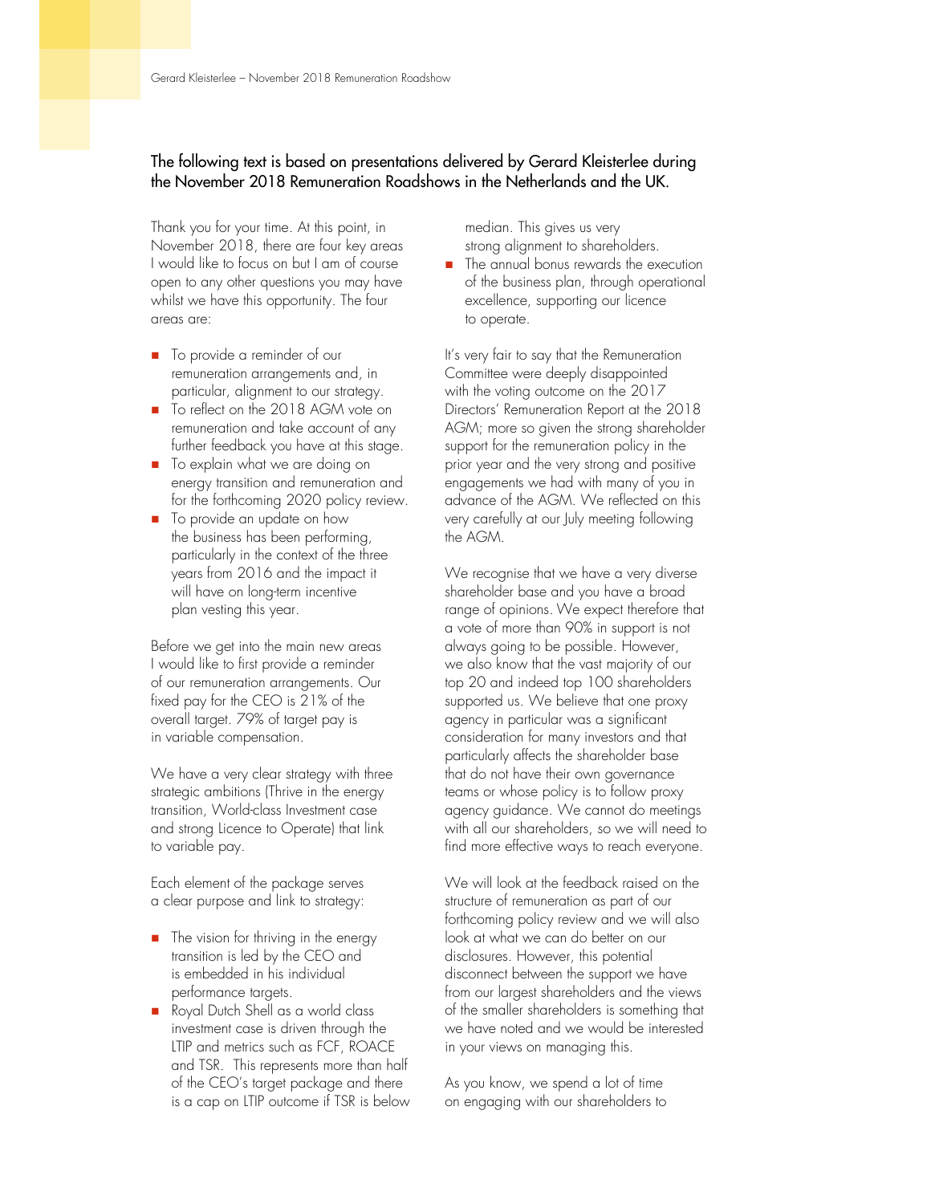The following text is based on presentations delivered by Gerard Kleisterlee during the November 2018 Remuneration Roadshows in the Netherlands and the UK.

Thank you for your time. At this point, in November 2018, there are four key areas I would like to focus on but I am of course open to any other questions you may have whilst we have this opportunity. The four areas are:

- To provide a reminder of our remuneration arrangements and, in particular, alignment to our strategy.
- To reflect on the 2018 AGM vote on remuneration and take account of any further feedback you have at this stage.
- To explain what we are doing on energy transition and remuneration and for the forthcoming 2020 policy review.
- To provide an update on how the business has been performing, particularly in the context of the three years from 2016 and the impact it will have on long-term incentive plan vesting this year.

Before we get into the main new areas I would like to first provide a reminder of our remuneration arrangements. Our fixed pay for the CEO is 21% of the overall target. 79% of target pay is in variable compensation.

We have a very clear strategy with three strategic ambitions (Thrive in the energy transition, World-class Investment case and strong Licence to Operate) that link to variable pay.

Each element of the package serves a clear purpose and link to strategy:

- The vision for thriving in the energy transition is led by the CEO and is embedded in his individual performance targets.
- Royal Dutch Shell as a world class investment case is driven through the LTIP and metrics such as FCF, ROACE and TSR. This represents more than half of the CEO's target package and there is a cap on LTIP outcome if TSR is below median. This gives us very strong alignment to shareholders.
- The annual bonus rewards the execution of the business plan, through operational excellence, supporting our licence to operate.

It's very fair to say that the Remuneration Committee were deeply disappointed with the voting outcome on the 2017 Directors' Remuneration Report at the 2018 AGM; more so given the strong shareholder support for the remuneration policy in the prior year and the very strong and positive engagements we had with many of you in advance of the AGM. We reflected on this very carefully at our July meeting following the AGM.

We recognise that we have a very diverse shareholder base and you have a broad range of opinions. We expect therefore that a vote of more than 90% in support is not always going to be possible. However, we also know that the vast majority of our top 20 and indeed top 100 shareholders supported us. We believe that one proxy agency in particular was a significant consideration for many investors and that particularly affects the shareholder base that do not have their own governance teams or whose policy is to follow proxy agency guidance. We cannot do meetings with all our shareholders, so we will need to find more effective ways to reach everyone.

We will look at the feedback raised on the structure of remuneration as part of our forthcoming policy review and we will also look at what we can do better on our disclosures. However, this potential disconnect between the support we have from our largest shareholders and the views of the smaller shareholders is something that we have noted and we would be interested in your views on managing this.

As you know, we spend a lot of time on engaging with our shareholders to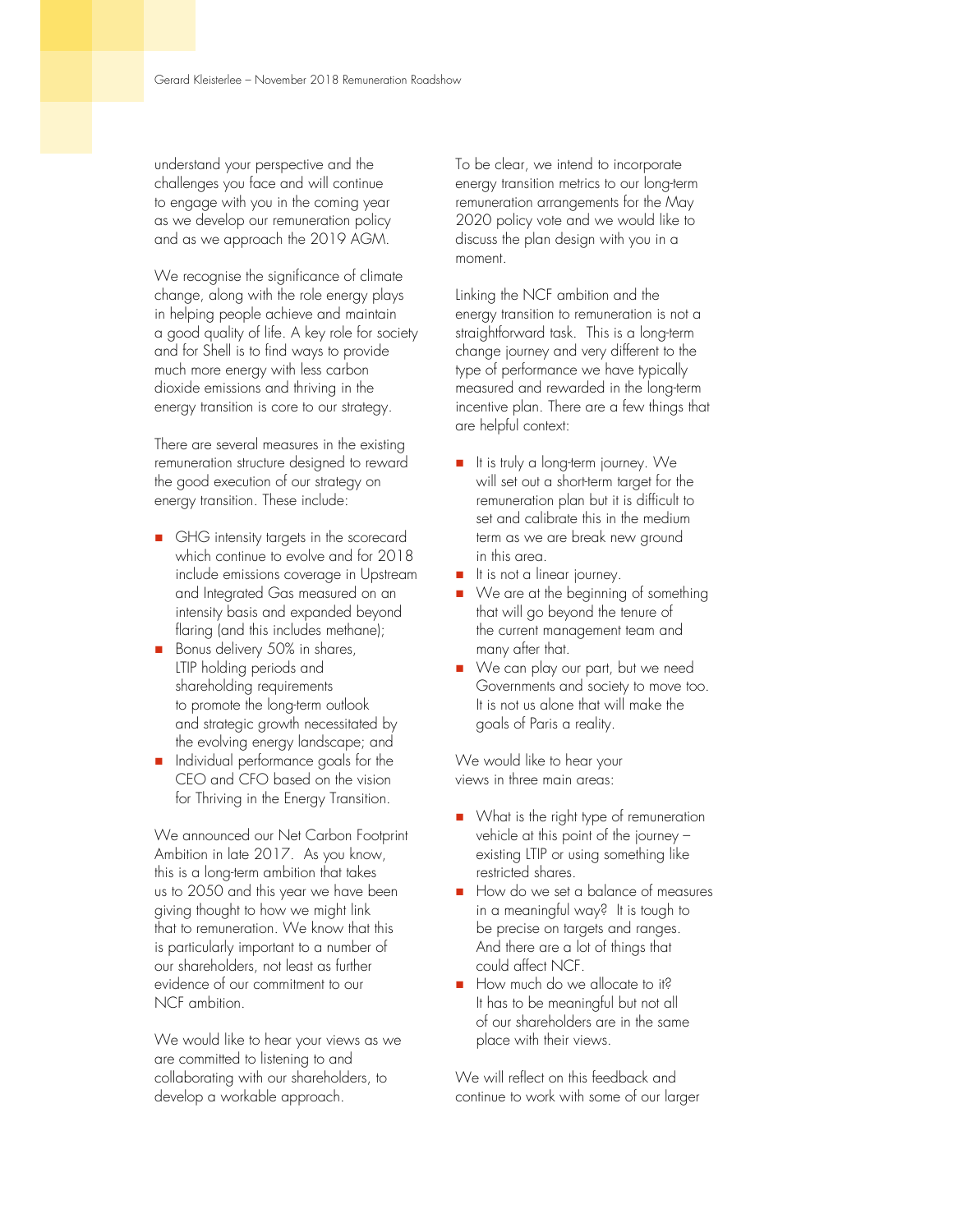understand your perspective and the challenges you face and will continue to engage with you in the coming year as we develop our remuneration policy and as we approach the 2019 AGM.

We recognise the significance of climate change, along with the role energy plays in helping people achieve and maintain a good quality of life. A key role for society and for Shell is to find ways to provide much more energy with less carbon dioxide emissions and thriving in the energy transition is core to our strategy.

There are several measures in the existing remuneration structure designed to reward the good execution of our strategy on energy transition. These include:

- GHG intensity targets in the scorecard which continue to evolve and for 2018 include emissions coverage in Upstream and Integrated Gas measured on an intensity basis and expanded beyond flaring (and this includes methane);
- Bonus delivery 50% in shares, LTIP holding periods and shareholding requirements to promote the long-term outlook and strategic growth necessitated by the evolving energy landscape; and
- Individual performance goals for the CEO and CFO based on the vision for Thriving in the Energy Transition.

We announced our Net Carbon Footprint Ambition in late 2017. As you know, this is a long-term ambition that takes us to 2050 and this year we have been giving thought to how we might link that to remuneration. We know that this is particularly important to a number of our shareholders, not least as further evidence of our commitment to our NCF ambition.

We would like to hear your views as we are committed to listening to and collaborating with our shareholders, to develop a workable approach.

To be clear, we intend to incorporate energy transition metrics to our long-term remuneration arrangements for the May 2020 policy vote and we would like to discuss the plan design with you in a moment.

Linking the NCF ambition and the energy transition to remuneration is not a straightforward task. This is a long-term change journey and very different to the type of performance we have typically measured and rewarded in the long-term incentive plan. There are a few things that are helpful context:

- It is truly a long-term journey. We will set out a short-term target for the remuneration plan but it is difficult to set and calibrate this in the medium term as we are break new ground in this area.
- It is not a linear journey.
- We are at the beginning of something that will go beyond the tenure of the current management team and many after that.
- We can play our part, but we need Governments and society to move too. It is not us alone that will make the goals of Paris a reality.

We would like to hear your views in three main areas:

- What is the right type of remuneration vehicle at this point of the journey – existing LTIP or using something like restricted shares.
- How do we set a balance of measures in a meaningful way? It is tough to be precise on targets and ranges. And there are a lot of things that could affect NCF.
- How much do we allocate to it? It has to be meaningful but not all of our shareholders are in the same place with their views.

We will reflect on this feedback and continue to work with some of our larger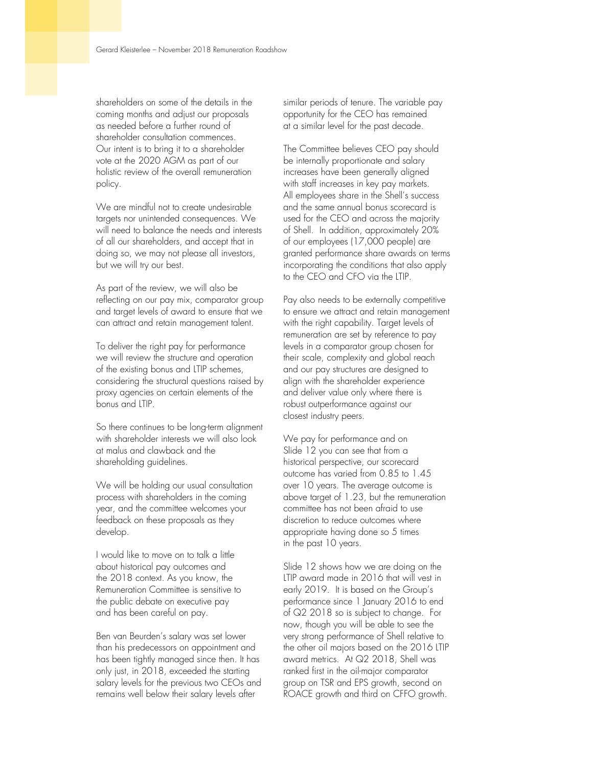shareholders on some of the details in the coming months and adjust our proposals as needed before a further round of shareholder consultation commences. Our intent is to bring it to a shareholder vote at the 2020 AGM as part of our holistic review of the overall remuneration policy.

We are mindful not to create undesirable targets nor unintended consequences. We will need to balance the needs and interests of all our shareholders, and accept that in doing so, we may not please all investors, but we will try our best.

As part of the review, we will also be reflecting on our pay mix, comparator group and target levels of award to ensure that we can attract and retain management talent.

To deliver the right pay for performance we will review the structure and operation of the existing bonus and LTIP schemes, considering the structural questions raised by proxy agencies on certain elements of the bonus and LTIP.

So there continues to be long-term alignment with shareholder interests we will also look at malus and clawback and the shareholding guidelines.

We will be holding our usual consultation process with shareholders in the coming year, and the committee welcomes your feedback on these proposals as they develop.

I would like to move on to talk a little about historical pay outcomes and the 2018 context. As you know, the Remuneration Committee is sensitive to the public debate on executive pay and has been careful on pay.

Ben van Beurden's salary was set lower than his predecessors on appointment and has been tightly managed since then. It has only just, in 2018, exceeded the starting salary levels for the previous two CEOs and remains well below their salary levels after similar periods of tenure. The variable pay opportunity for the CEO has remained at a similar level for the past decade.

The Committee believes CEO pay should be internally proportionate and salary increases have been generally aligned with staff increases in key pay markets. All employees share in the Shell's success and the same annual bonus scorecard is used for the CEO and across the majority of Shell. In addition, approximately 20% of our employees (17,000 people) are granted performance share awards on terms incorporating the conditions that also apply to the CEO and CFO via the LTIP.

Pay also needs to be externally competitive to ensure we attract and retain management with the right capability. Target levels of remuneration are set by reference to pay levels in a comparator group chosen for their scale, complexity and global reach and our pay structures are designed to align with the shareholder experience and deliver value only where there is robust outperformance against our closest industry peers.

We pay for performance and on Slide 12 you can see that from a historical perspective, our scorecard outcome has varied from 0.85 to 1.45 over 10 years. The average outcome is above target of 1.23, but the remuneration committee has not been afraid to use discretion to reduce outcomes where appropriate having done so 5 times in the past 10 years.

Slide 12 shows how we are doing on the LTIP award made in 2016 that will vest in early 2019. It is based on the Group's performance since 1 January 2016 to end of Q2 2018 so is subject to change. For now, though you will be able to see the very strong performance of Shell relative to the other oil majors based on the 2016 LTIP award metrics. At Q2 2018, Shell was ranked first in the oil-major comparator group on TSR and EPS growth, second on ROACE growth and third on CFFO growth.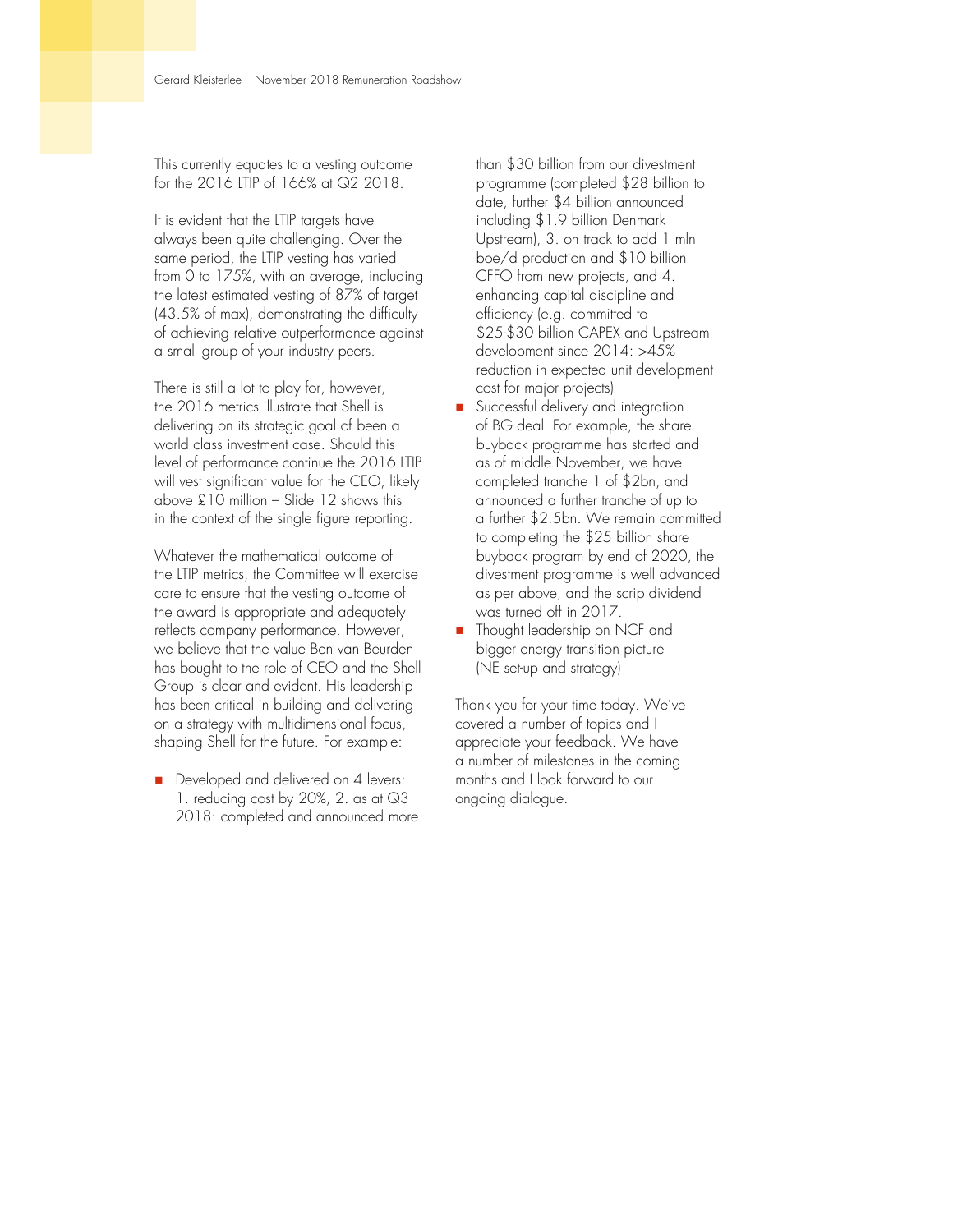This currently equates to a vesting outcome for the 2016 LTIP of 166% at Q2 2018.

It is evident that the LTIP targets have always been quite challenging. Over the same period, the LTIP vesting has varied from 0 to 175%, with an average, including the latest estimated vesting of 87% of target (43.5% of max), demonstrating the difficulty of achieving relative outperformance against a small group of your industry peers.

There is still a lot to play for, however, the 2016 metrics illustrate that Shell is delivering on its strategic goal of been a world class investment case. Should this level of performance continue the 2016 LTIP will vest significant value for the CEO, likely above £10 million – Slide 12 shows this in the context of the single figure reporting.

Whatever the mathematical outcome of the LTIP metrics, the Committee will exercise care to ensure that the vesting outcome of the award is appropriate and adequately reflects company performance. However, we believe that the value Ben van Beurden has bought to the role of CEO and the Shell Group is clear and evident. His leadership has been critical in building and delivering on a strategy with multidimensional focus, shaping Shell for the future. For example:

- Developed and delivered on 4 levers: 1. reducing cost by 20%, 2. as at Q3 2018: completed and announced more than $30 billion from our divestment programme (completed $28 billion to date, further $4 billion announced including $1.9 billion Denmark Upstream), 3. on track to add 1 mln boe/d production and $10 billion CFFO from new projects, and 4. enhancing capital discipline and efficiency (e.g. committed to $25-$30 billion CAPEX and Upstream development since 2014: >45% reduction in expected unit development cost for major projects)
- Successful delivery and integration of BG deal. For example, the share buyback programme has started and as of middle November, we have completed tranche 1 of $2bn, and announced a further tranche of up to a further $2.5bn. We remain committed to completing the $25 billion share buyback program by end of 2020, the divestment programme is well advanced as per above, and the scrip dividend was turned off in 2017.
- Thought leadership on NCF and bigger energy transition picture (NE set-up and strategy)

Thank you for your time today. We've covered a number of topics and I appreciate your feedback. We have a number of milestones in the coming months and I look forward to our ongoing dialogue.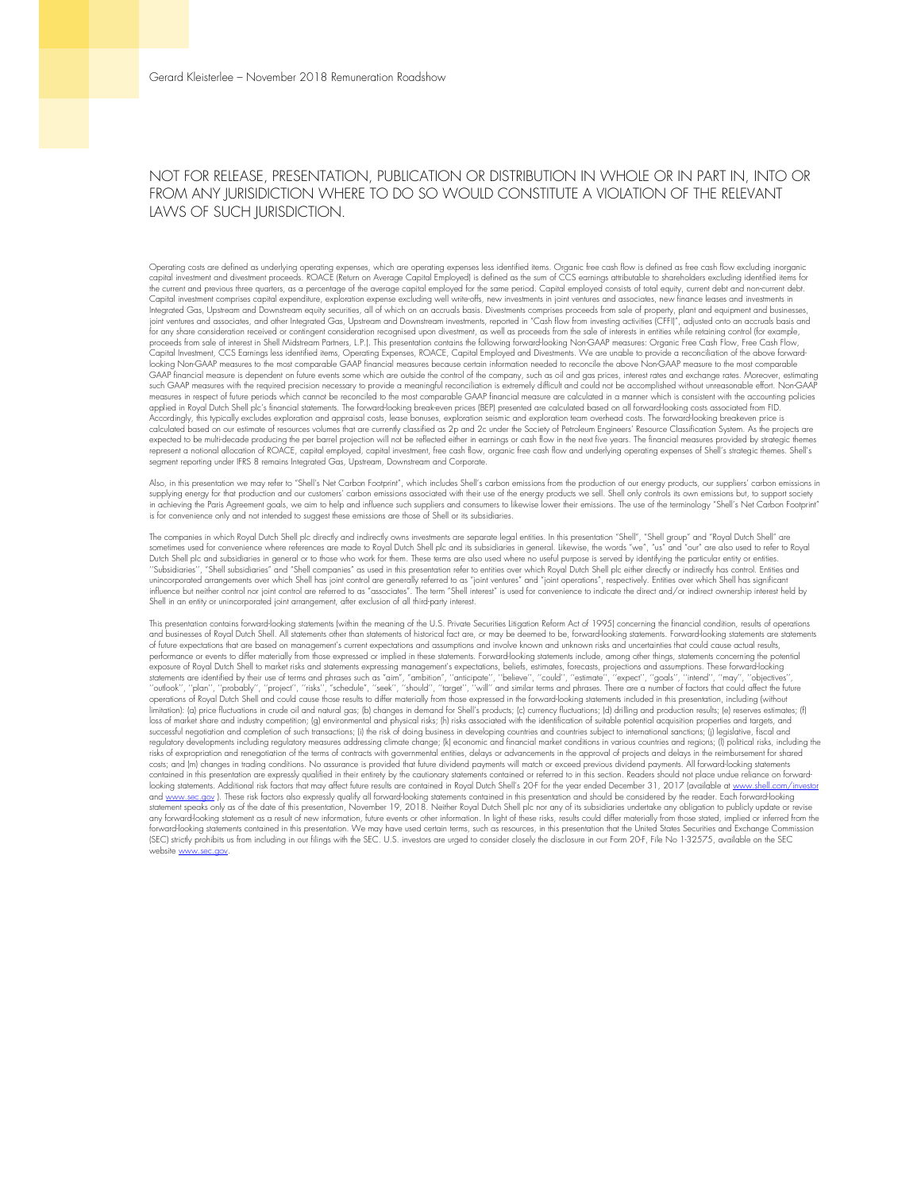NOT FOR RELEASE, PRESENTATION, PUBLICATION OR DISTRIBUTION IN WHOLE OR IN PART IN, INTO OR FROM ANY JURISIDICTION WHERE TO DO SO WOULD CONSTITUTE A VIOLATION OF THE RELEVANT LAWS OF SUCH JURISDICTION.

Operating costs are defined as underlying operating expenses, which are operating expenses less identified items. Organic free cash flow is defined as free cash flow excluding inorganic capital investment and divestment proceeds. ROACE (Return on Average Capital Employed) is defined as the sum of CCS earnings attributable to shareholders excluding identified items for the current and previous three quarters, as a percentage of the average capital employed for the same period. Capital employed consists of total equity, current debt and non-current debt. Capital investment comprises capital expenditure, exploration expense excluding well write-offs, new investments in joint ventures and associates, new finance leases and investments in Integrated Gas, Upstream and Downstream equity securities, all of which on an accruals basis. Divestments comprises proceeds from sale of property, plant and equipment and businesses, joint ventures and associates, and other Integrated Gas, Upstream and Downstream investments, reported in "Cash flow from investing activities (CFFI)", adjusted onto an accruals basis and for any share consideration received or contingent consideration recognised upon divestment, as well as proceeds from the sale of interests in entities while retaining control (for example, proceeds from sale of interest in Shell Midstream Partners, L.P.). This presentation contains the following forward-looking Non-GAAP measures: Organic Free Cash Flow, Free Cash Flow, Capital Investment, CCS Earnings less identified items, Operating Expenses, ROACE, Capital Employed and Divestments. We are unable to provide a reconciliation of the above forward-looking Non-GAAP measures to the most comparable GAAP financial measures because certain information needed to reconcile the above Non-GAAP measure to the most comparable GAAP financial measure is dependent on future events some which are outside the control of the company, such as oil and gas prices, interest rates and exchange rates. Moreover, estimating such GAAP measures with the required precision necessary to provide a meaningful reconciliation is extremely difficult and could not be accomplished without unreasonable effort. Non-GAAP measures in respect of future periods which cannot be reconciled to the most comparable GAAP financial measure are calculated in a manner which is consistent with the accounting policies applied in Royal Dutch Shell plc's financial statements. The forward-looking break-even prices (BEP) presented are calculated based on all forward-looking costs associated from FID. Accordingly, this typically excludes exploration and appraisal costs, lease bonuses, exploration seismic and exploration team overhead costs. The forward-looking breakeven price is calculated based on our estimate of resources volumes that are currently classified as 2p and 2c under the Society of Petroleum Engineers' Resource Classification System. As the projects are expected to be multi-decade producing the per barrel projection will not be reflected either in earnings or cash flow in the next five years. The financial measures provided by strategic themes represent a notional allocation of ROACE, capital employed, capital investment, free cash flow, organic free cash flow and underlying operating expenses of Shell's strategic themes. Shell's segment reporting under IFRS 8 remains Integrated Gas, Upstream, Downstream and Corporate.

Also, in this presentation we may refer to "Shell's Net Carbon Footprint", which includes Shell's carbon emissions from the production of our energy products, our suppliers' carbon emissions in supplying energy for that production and our customers' carbon emissions associated with their use of the energy products we sell. Shell only controls its own emissions but, to support society in achieving the Paris Agreement goals, we aim to help and influence such suppliers and consumers to likewise lower their emissions. The use of the terminology "Shell's Net Carbon Footprint" is for convenience only and not intended to suggest these emissions are those of Shell or its subsidiaries.

The companies in which Royal Dutch Shell plc directly and indirectly owns investments are separate legal entities. In this presentation "Shell", "Shell group" and "Royal Dutch Shell" are sometimes used for convenience where references are made to Royal Dutch Shell plc and its subsidiaries in general. Likewise, the words "we", "us" and "our" are also used to refer to Royal Dutch Shell plc and subsidiaries in general or to those who work for them. These terms are also used where no useful purpose is served by identifying the particular entity or entities. ''Subsidiaries'', "Shell subsidiaries" and "Shell companies" as used in this presentation refer to entities over which Royal Dutch Shell plc either directly or indirectly has control. Entities and unincorporated arrangements over which Shell has joint control are generally referred to as "joint ventures" and "joint operations", respectively. Entities over which Shell has significant influence but neither control nor joint control are referred to as "associates". The term "Shell interest" is used for convenience to indicate the direct and/or indirect ownership interest held by Shell in an entity or unincorporated joint arrangement, after exclusion of all third-party interest.

This presentation contains forward-looking statements (within the meaning of the U.S. Private Securities Litigation Reform Act of 1995) concerning the financial condition, results of operations and businesses of Royal Dutch Shell. All statements other than statements of historical fact are, or may be deemed to be, forward-looking statements. Forward-looking statements are statements of future expectations that are based on management's current expectations and assumptions and involve known and unknown risks and uncertainties that could cause actual results, performance or events to differ materially from those expressed or implied in these statements. Forward-looking statements include, among other things, statements concerning the potential exposure of Royal Dutch Shell to market risks and statements expressing management's expectations, beliefs, estimates, forecasts, projections and assumptions. These forward-looking statements are identified by their use of terms and phrases such as "aim", "ambition", ''anticipate'', ''believe'', ''could'', ''estimate'', ''expect'', ''goals'', ''intend'', ''may'', ''objectives'', ''outlook'', ''plan'', ''probably'', ''project'', ''risks'', "schedule", ''seek'', ''should'', ''target'', ''will'' and similar terms and phrases. There are a number of factors that could affect the future operations of Royal Dutch Shell and could cause those results to differ materially from those expressed in the forward-looking statements included in this presentation, including (without limitation): (a) price fluctuations in crude oil and natural gas; (b) changes in demand for Shell's products; (c) currency fluctuations; (d) drilling and production results; (e) reserves estimates; (f) loss of market share and industry competition; (g) environmental and physical risks; (h) risks associated with the identification of suitable potential acquisition properties and targets, and successful negotiation and completion of such transactions; (i) the risk of doing business in developing countries and countries subject to international sanctions; (j) legislative, fiscal and regulatory developments including regulatory measures addressing climate change; (k) economic and financial market conditions in various countries and regions; (l) political risks, including the risks of expropriation and renegotiation of the terms of contracts with governmental entities, delays or advancements in the approval of projects and delays in the reimbursement for shared costs; and (m) changes in trading conditions. No assurance is provided that future dividend payments will match or exceed previous dividend payments. All forward-looking statements contained in this presentation are expressly qualified in their entirety by the cautionary statements contained or referred to in this section. Readers should not place undue reliance on forward-looking statements. Additional risk factors that may affect future results are contained in Royal Dutch Shell's 20-F for the year ended December 31, 2017 (available at www.shell.com/investor and www.sec.gov ). These risk factors also expressly qualify all forward-looking statements contained in this presentation and should be considered by the reader. Each forward-looking statement speaks only as of the date of this presentation, November 19, 2018. Neither Royal Dutch Shell plc nor any of its subsidiaries undertake any obligation to publicly update or revise any forward-looking statement as a result of new information, future events or other information. In light of these risks, results could differ materially from those stated, implied or inferred from the forward-looking statements contained in this presentation. We may have used certain terms, such as resources, in this presentation that the United States Securities and Exchange Commission (SEC) strictly prohibits us from including in our filings with the SEC. U.S. investors are urged to consider closely the disclosure in our Form 20-F, File No 1-32575, available on the SEC website www.sec.gov.